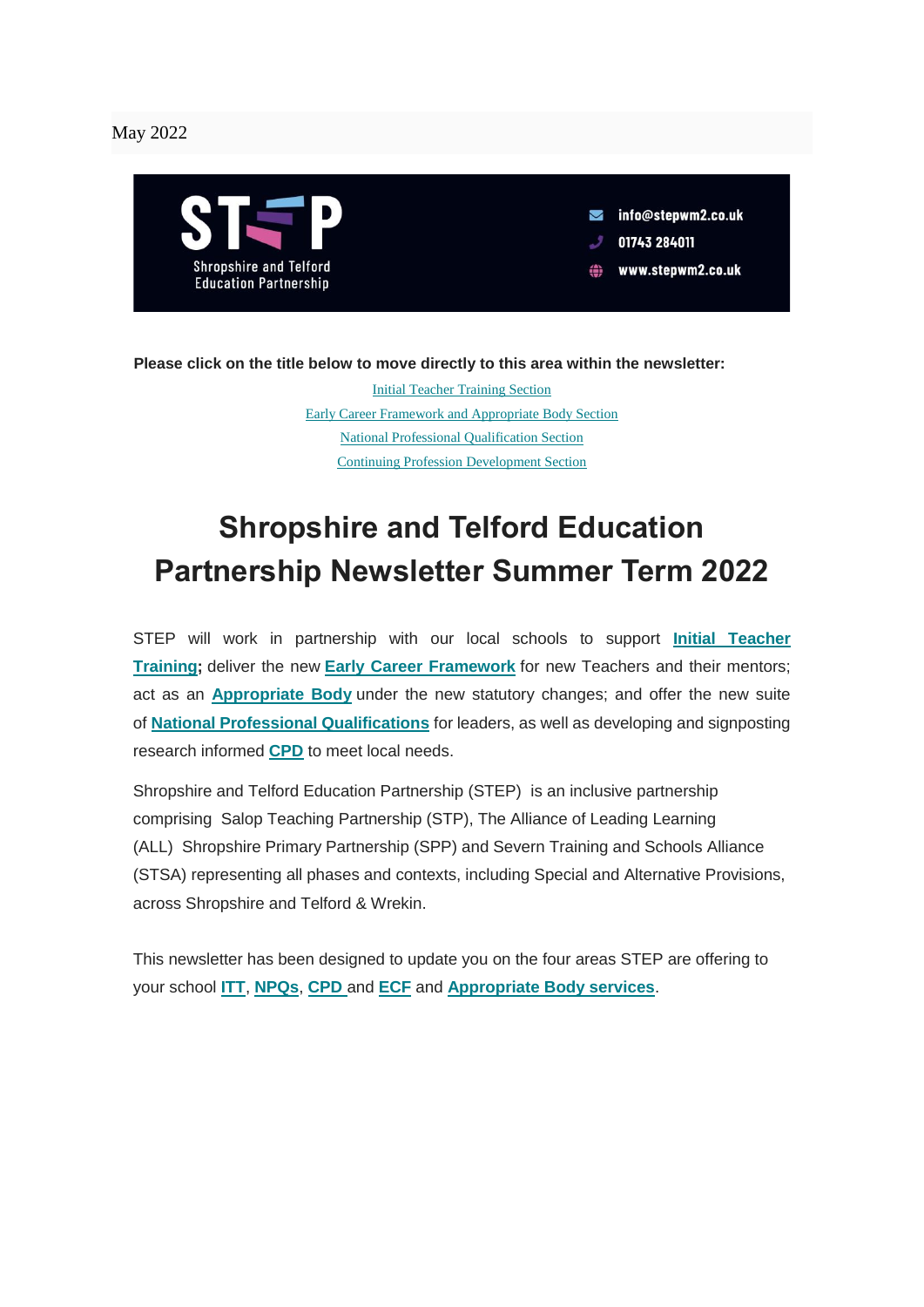May 2022

STEP

Shropshire and Telford Education Partnership

info@stepwm2.co.uk

01743 284011

www.stepwm2.co.uk

**Please click on the title below to move directly to this area within the newsletter:**

Initial Teacher Training Section

Early Career Framework and Appropriate Body Section

National Professional Qualification Section

Continuing Profession Development Section

# Shropshire and Telford Education Partnership Newsletter Summer Term 2022

STEP will work in partnership with our local schools to support **Initial Teacher Training;** deliver the new **Early Career Framework** for new Teachers and their mentors; act as an **Appropriate Body** under the new statutory changes; and offer the new suite of **National Professional Qualifications** for leaders, as well as developing and signposting research informed **CPD** to meet local needs.

Shropshire and Telford Education Partnership (STEP) is an inclusive partnership comprising Salop Teaching Partnership (STP), The Alliance of Leading Learning (ALL) Shropshire Primary Partnership (SPP) and Severn Training and Schools Alliance (STSA) representing all phases and contexts, including Special and Alternative Provisions, across Shropshire and Telford & Wrekin.

This newsletter has been designed to update you on the four areas STEP are offering to your school **ITT**, **NPQs**, **CPD** and **ECF** and **Appropriate Body services**.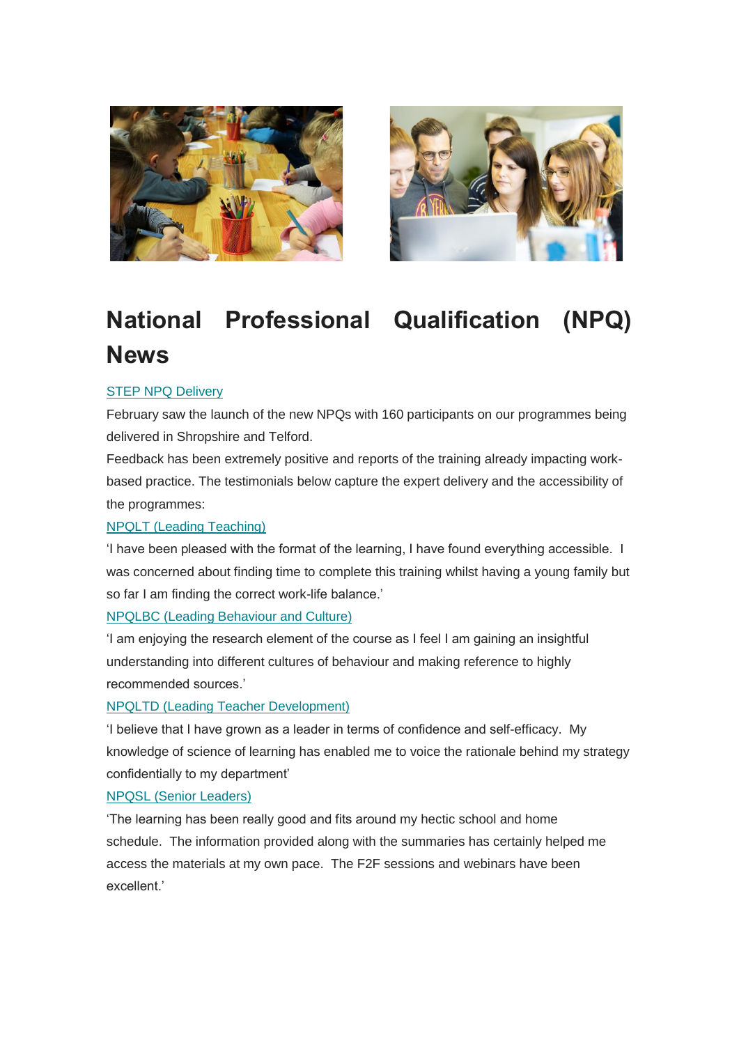# National Professional Qualification (NPQ) News

STEP NPQ Delivery

February saw the launch of the new NPQs with 160 participants on our programmes being delivered in Shropshire and Telford.

Feedback has been extremely positive and reports of the training already impacting work-based practice. The testimonials below capture the expert delivery and the accessibility of the programmes:

NPQLT (Leading Teaching)

'I have been pleased with the format of the learning, I have found everything accessible. I was concerned about finding time to complete this training whilst having a young family but so far I am finding the correct work-life balance.'

NPQLBC (Leading Behaviour and Culture)

'I am enjoying the research element of the course as I feel I am gaining an insightful understanding into different cultures of behaviour and making reference to highly recommended sources.'

NPQLTD (Leading Teacher Development)

'I believe that I have grown as a leader in terms of confidence and self-efficacy. My knowledge of science of learning has enabled me to voice the rationale behind my strategy confidentially to my department'

NPQSL (Senior Leaders)

'The learning has been really good and fits around my hectic school and home schedule. The information provided along with the summaries has certainly helped me access the materials at my own pace. The F2F sessions and webinars have been excellent.'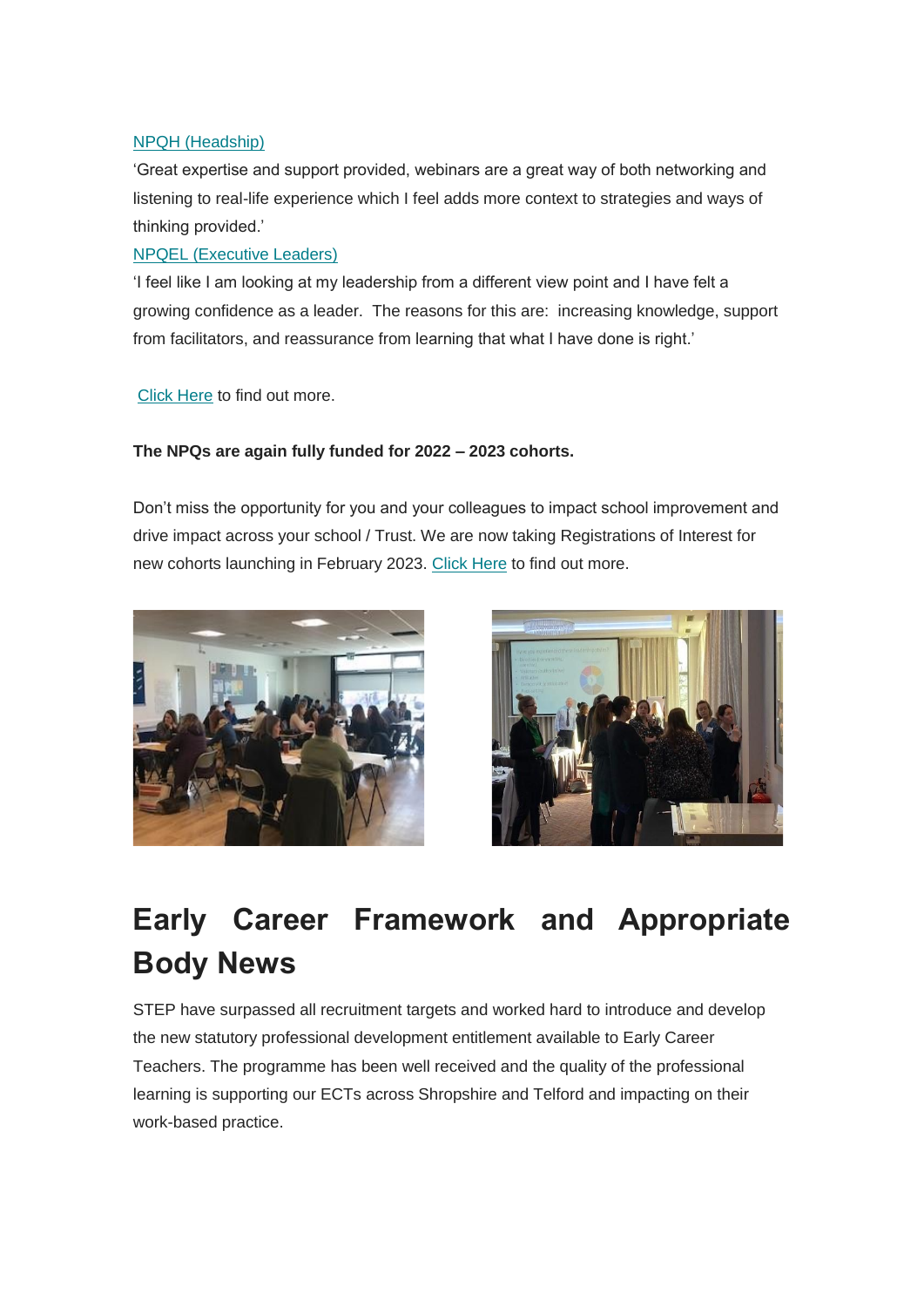NPQH (Headship)

'Great expertise and support provided, webinars are a great way of both networking and listening to real-life experience which I feel adds more context to strategies and ways of thinking provided.'

NPQEL (Executive Leaders)

'I feel like I am looking at my leadership from a different view point and I have felt a growing confidence as a leader. The reasons for this are: increasing knowledge, support from facilitators, and reassurance from learning that what I have done is right.'

Click Here to find out more.

**The NPQs are again fully funded for 2022 – 2023 cohorts.**

Don't miss the opportunity for you and your colleagues to impact school improvement and drive impact across your school / Trust. We are now taking Registrations of Interest for new cohorts launching in February 2023. Click Here to find out more.

# Early Career Framework and Appropriate Body News

STEP have surpassed all recruitment targets and worked hard to introduce and develop the new statutory professional development entitlement available to Early Career Teachers. The programme has been well received and the quality of the professional learning is supporting our ECTs across Shropshire and Telford and impacting on their work-based practice.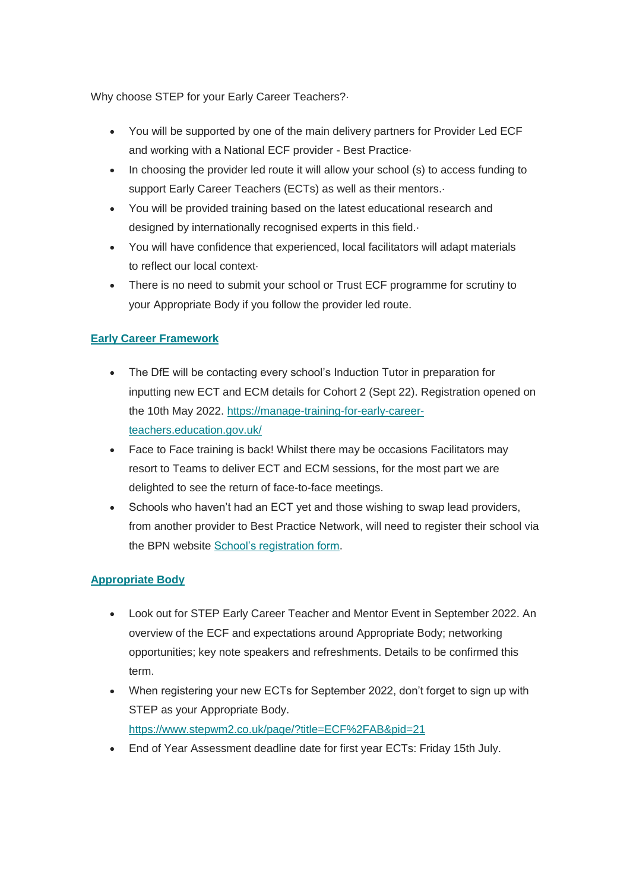Why choose STEP for your Early Career Teachers?·

- You will be supported by one of the main delivery partners for Provider Led ECF and working with a National ECF provider - Best Practice·
- In choosing the provider led route it will allow your school (s) to access funding to support Early Career Teachers (ECTs) as well as their mentors.·
- You will be provided training based on the latest educational research and designed by internationally recognised experts in this field.·
- You will have confidence that experienced, local facilitators will adapt materials to reflect our local context·
- There is no need to submit your school or Trust ECF programme for scrutiny to your Appropriate Body if you follow the provider led route.

**Early Career Framework**

- The DfE will be contacting every school's Induction Tutor in preparation for inputting new ECT and ECM details for Cohort 2 (Sept 22). Registration opened on the 10th May 2022. https://manage-training-for-early-career-teachers.education.gov.uk/
- Face to Face training is back! Whilst there may be occasions Facilitators may resort to Teams to deliver ECT and ECM sessions, for the most part we are delighted to see the return of face-to-face meetings.
- Schools who haven't had an ECT yet and those wishing to swap lead providers, from another provider to Best Practice Network, will need to register their school via the BPN website School's registration form.

**Appropriate Body**

- Look out for STEP Early Career Teacher and Mentor Event in September 2022. An overview of the ECF and expectations around Appropriate Body; networking opportunities; key note speakers and refreshments. Details to be confirmed this term.
- When registering your new ECTs for September 2022, don't forget to sign up with STEP as your Appropriate Body. https://www.stepwm2.co.uk/page/?title=ECF%2FAB&pid=21
- End of Year Assessment deadline date for first year ECTs: Friday 15th July.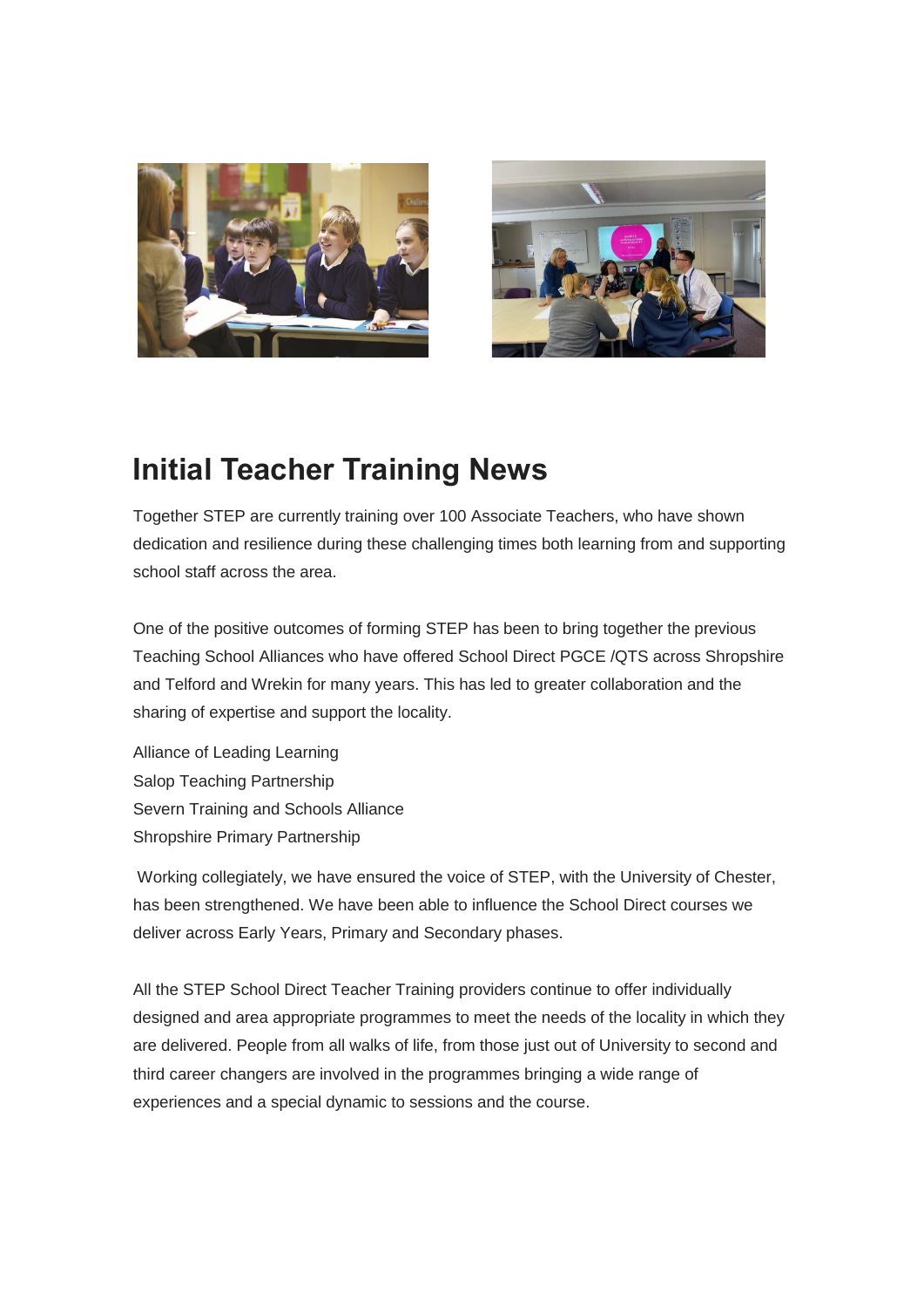## Initial Teacher Training News

Together STEP are currently training over 100 Associate Teachers, who have shown dedication and resilience during these challenging times both learning from and supporting school staff across the area.

One of the positive outcomes of forming STEP has been to bring together the previous Teaching School Alliances who have offered School Direct PGCE /QTS across Shropshire and Telford and Wrekin for many years. This has led to greater collaboration and the sharing of expertise and support the locality.

Alliance of Leading Learning
Salop Teaching Partnership
Severn Training and Schools Alliance
Shropshire Primary Partnership

Working collegiately, we have ensured the voice of STEP, with the University of Chester, has been strengthened. We have been able to influence the School Direct courses we deliver across Early Years, Primary and Secondary phases.

All the STEP School Direct Teacher Training providers continue to offer individually designed and area appropriate programmes to meet the needs of the locality in which they are delivered. People from all walks of life, from those just out of University to second and third career changers are involved in the programmes bringing a wide range of experiences and a special dynamic to sessions and the course.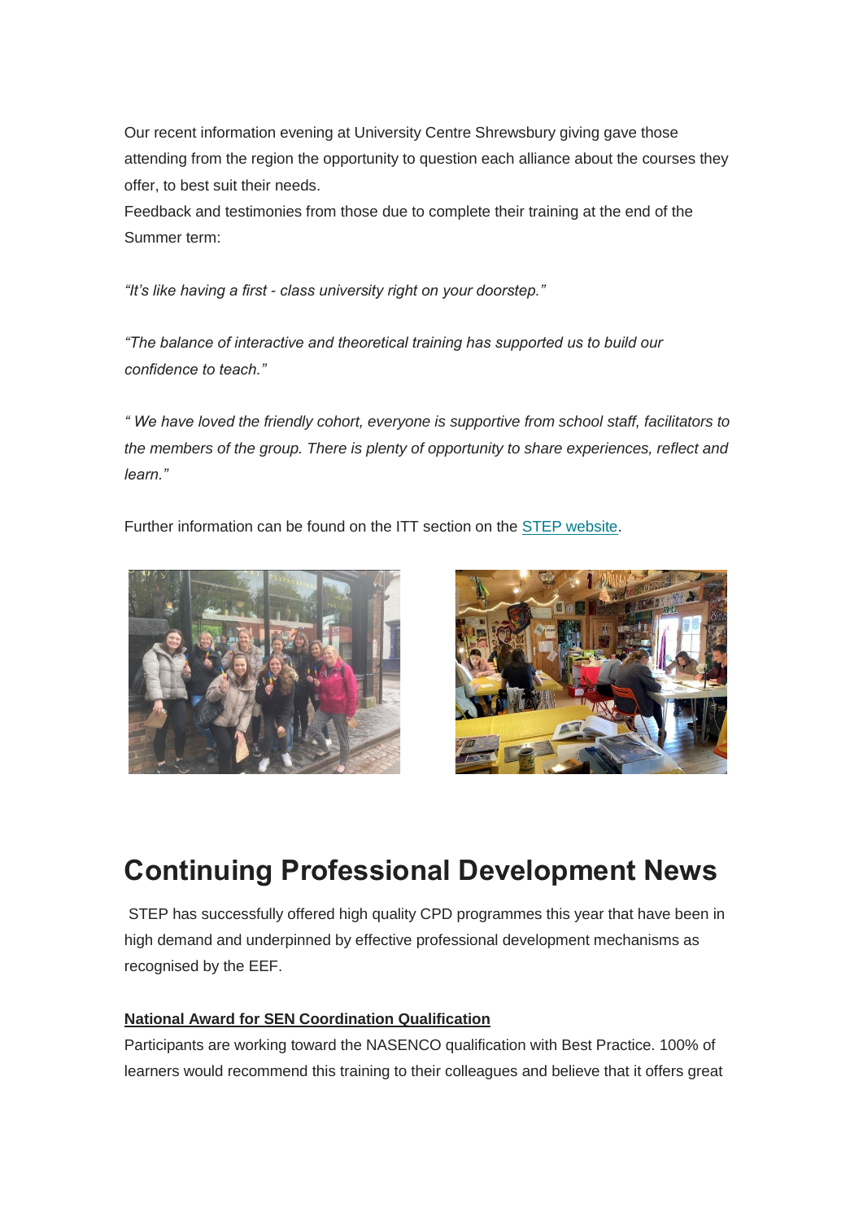Our recent information evening at University Centre Shrewsbury giving gave those attending from the region the opportunity to question each alliance about the courses they offer, to best suit their needs.
Feedback and testimonies from those due to complete their training at the end of the Summer term:

*“It’s like having a first - class university right on your doorstep.”*

*“The balance of interactive and theoretical training has supported us to build our confidence to teach.”*

*“ We have loved the friendly cohort, everyone is supportive from school staff, facilitators to the members of the group. There is plenty of opportunity to share experiences, reflect and learn.”*

Further information can be found on the ITT section on the STEP website.

# Continuing Professional Development News

STEP has successfully offered high quality CPD programmes this year that have been in high demand and underpinned by effective professional development mechanisms as recognised by the EEF.

**National Award for SEN Coordination Qualification**

Participants are working toward the NASENCO qualification with Best Practice. 100% of learners would recommend this training to their colleagues and believe that it offers great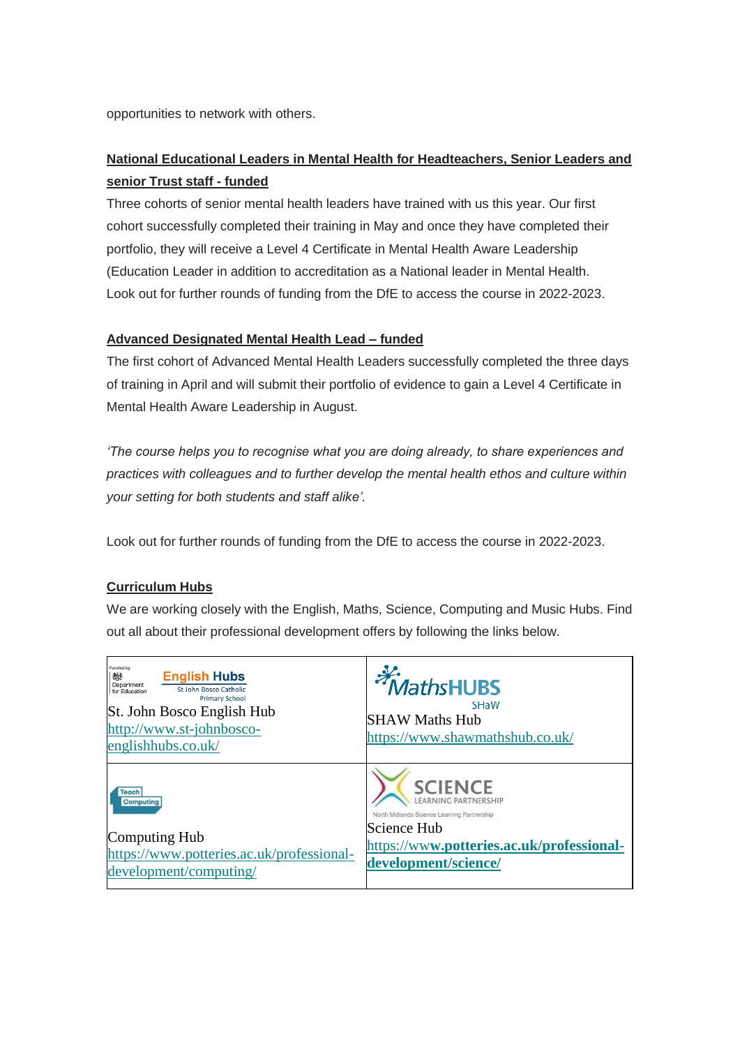opportunities to network with others.

**National Educational Leaders in Mental Health for Headteachers, Senior Leaders and senior Trust staff - funded**

Three cohorts of senior mental health leaders have trained with us this year. Our first cohort successfully completed their training in May and once they have completed their portfolio, they will receive a Level 4 Certificate in Mental Health Aware Leadership (Education Leader in addition to accreditation as a National leader in Mental Health. Look out for further rounds of funding from the DfE to access the course in 2022-2023.

**Advanced Designated Mental Health Lead – funded**

The first cohort of Advanced Mental Health Leaders successfully completed the three days of training in April and will submit their portfolio of evidence to gain a Level 4 Certificate in Mental Health Aware Leadership in August.

*'The course helps you to recognise what you are doing already, to share experiences and practices with colleagues and to further develop the mental health ethos and culture within your setting for both students and staff alike'.*

Look out for further rounds of funding from the DfE to access the course in 2022-2023.

**Curriculum Hubs**

We are working closely with the English, Maths, Science, Computing and Music Hubs. Find out all about their professional development offers by following the links below.

| | |
|---|---|
| Funded by Department for Education English Hubs St John Bosco Catholic Primary School<br>St. John Bosco English Hub<br>http://www.st-johnbosco-englishhubs.co.uk/ | MathsHUBS SHaW<br>SHAW Maths Hub<br>https://www.shawmathshub.co.uk/ |
| Teach Computing<br>Computing Hub<br>https://www.potteries.ac.uk/professional-development/computing/ | SCIENCE LEARNING PARTNERSHIP North Midlands Science Learning Partnership<br>Science Hub<br>https://www.potteries.ac.uk/professional-development/science/ |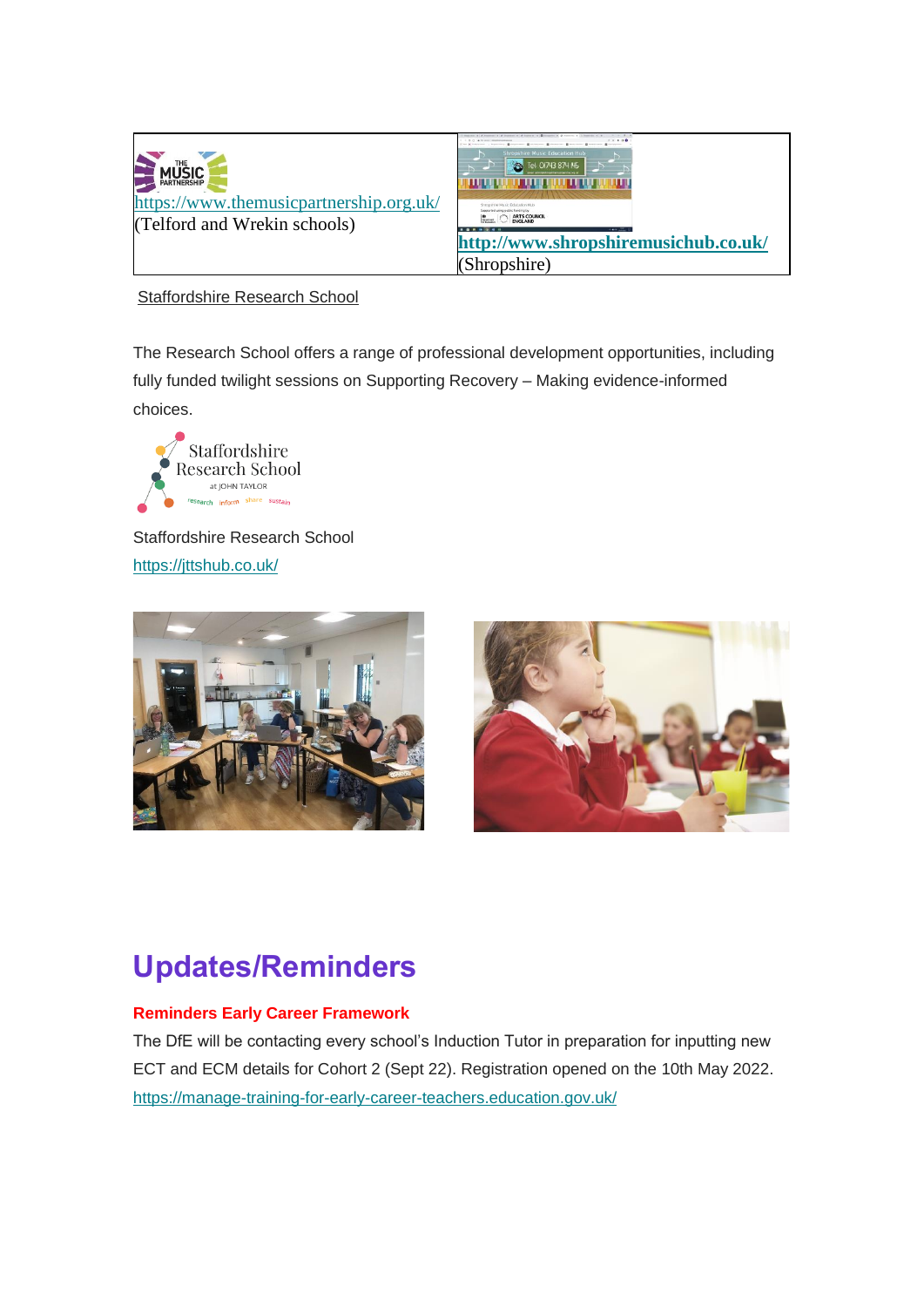| https://www.themusicpartnership.org.uk/ (Telford and Wrekin schools) | **http://www.shropshiremusichub.co.uk/** (Shropshire) |
| --- | --- |

Staffordshire Research School

The Research School offers a range of professional development opportunities, including fully funded twilight sessions on Supporting Recovery – Making evidence-informed choices.

Staffordshire Research School
https://jttshub.co.uk/

# Updates/Reminders

**Reminders Early Career Framework**

The DfE will be contacting every school's Induction Tutor in preparation for inputting new ECT and ECM details for Cohort 2 (Sept 22). Registration opened on the 10th May 2022.
https://manage-training-for-early-career-teachers.education.gov.uk/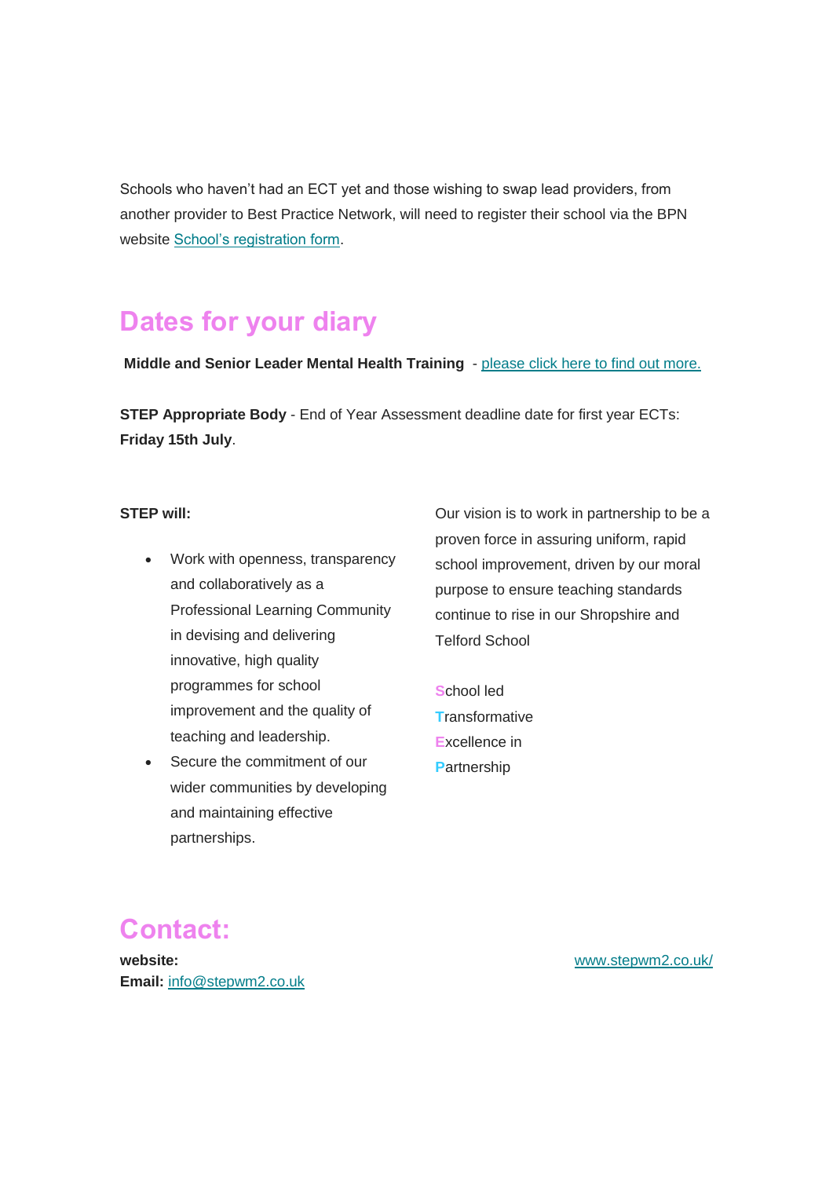Schools who haven't had an ECT yet and those wishing to swap lead providers, from another provider to Best Practice Network, will need to register their school via the BPN website School's registration form.

## Dates for your diary

**Middle and Senior Leader Mental Health Training** - please click here to find out more.

**STEP Appropriate Body** - End of Year Assessment deadline date for first year ECTs: **Friday 15th July**.

**STEP will:**

- Work with openness, transparency and collaboratively as a Professional Learning Community in devising and delivering innovative, high quality programmes for school improvement and the quality of teaching and leadership.
- Secure the commitment of our wider communities by developing and maintaining effective partnerships.

Our vision is to work in partnership to be a proven force in assuring uniform, rapid school improvement, driven by our moral purpose to ensure teaching standards continue to rise in our Shropshire and Telford School

School led
Transformative
Excellence in
Partnership

## Contact:

**website:** www.stepwm2.co.uk/
**Email:** info@stepwm2.co.uk